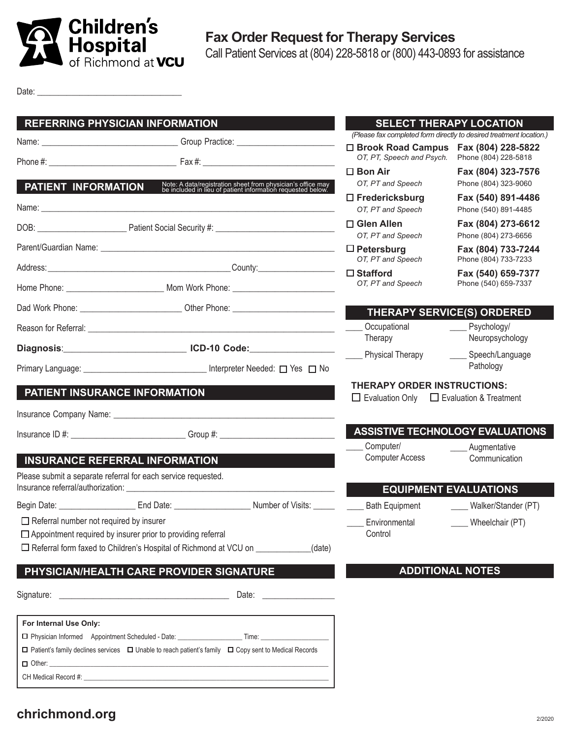# Children's Hospital of Richmond at VCU

## Fax Order Request for Therapy Services

Call Patient Services at (804) 228-5818 or (800) 443-0893 for assistance

Date: ______________________________

## REFERRING PHYSICIAN INFORMATION

Name: ____________________________ Group Practice: ______________________

Phone #: ___________________________ Fax #: ____________________________

## PATIENT INFORMATION

Note: A data/registration sheet from physician's office may be included in lieu of patient information requested below.

Name: ____________________________________________________________

DOB: __________________ Patient Social Security #: _________________________

Parent/Guardian Name: ____________________________________________________

Address: _________________________________________ County: _________________

Home Phone: _____________________ Mom Work Phone: _______________________

Dad Work Phone: ______________________ Other Phone: ______________________

Reason for Referral: ________________________________________________________

**Diagnosis**: ________________________ **ICD-10 Code:** __________________

Primary Language: ___________________________ Interpreter Needed: ☐ Yes ☐ No

## PATIENT INSURANCE INFORMATION

Insurance Company Name: ______________________________________________

Insurance ID #: _________________________ Group #: _________________________

## INSURANCE REFERRAL INFORMATION

Please submit a separate referral for each service requested.

Insurance referral/authorization: _____________________________________________

Begin Date: _________________ End Date: _________________ Number of Visits: _____

☐ Referral number not required by insurer

☐ Appointment required by insurer prior to providing referral

☐ Referral form faxed to Children's Hospital of Richmond at VCU on ____________(date)

## PHYSICIAN/HEALTH CARE PROVIDER SIGNATURE

Signature: ____________________________________ Date: _______________

**For Internal Use Only:**

☐ Physician Informed Appointment Scheduled - Date: __________________ Time: __________________

☐ Patient's family declines services ☐ Unable to reach patient's family ☐ Copy sent to Medical Records

☐ Other: ________________________________________________________________

CH Medical Record #: _______________________________________________________

## SELECT THERAPY LOCATION

*(Please fax completed form directly to desired treatment location.)*

| Location | Fax / Phone |
| --- | --- |
| ☐ **Brook Road Campus** *OT, PT, Speech and Psych.* | **Fax (804) 228-5822** Phone (804) 228-5818 |
| ☐ **Bon Air** *OT, PT and Speech* | **Fax (804) 323-7576** Phone (804) 323-9060 |
| ☐ **Fredericksburg** *OT, PT and Speech* | **Fax (540) 891-4486** Phone (540) 891-4485 |
| ☐ **Glen Allen** *OT, PT and Speech* | **Fax (804) 273-6612** Phone (804) 273-6656 |
| ☐ **Petersburg** *OT, PT and Speech* | **Fax (804) 733-7244** Phone (804) 733-7233 |
| ☐ **Stafford** *OT, PT and Speech* | **Fax (540) 659-7377** Phone (540) 659-7337 |

## THERAPY SERVICE(S) ORDERED

____ Occupational Therapy

____ Psychology/ Neuropsychology

____ Physical Therapy

____ Speech/Language Pathology

**THERAPY ORDER INSTRUCTIONS:**

☐ Evaluation Only ☐ Evaluation & Treatment

## ASSISTIVE TECHNOLOGY EVALUATIONS

____ Computer/ Computer Access

____ Augmentative Communication

## EQUIPMENT EVALUATIONS

____ Bath Equipment

____ Walker/Stander (PT)

____ Environmental Control

____ Wheelchair (PT)

## ADDITIONAL NOTES

chrichmond.org

2/2020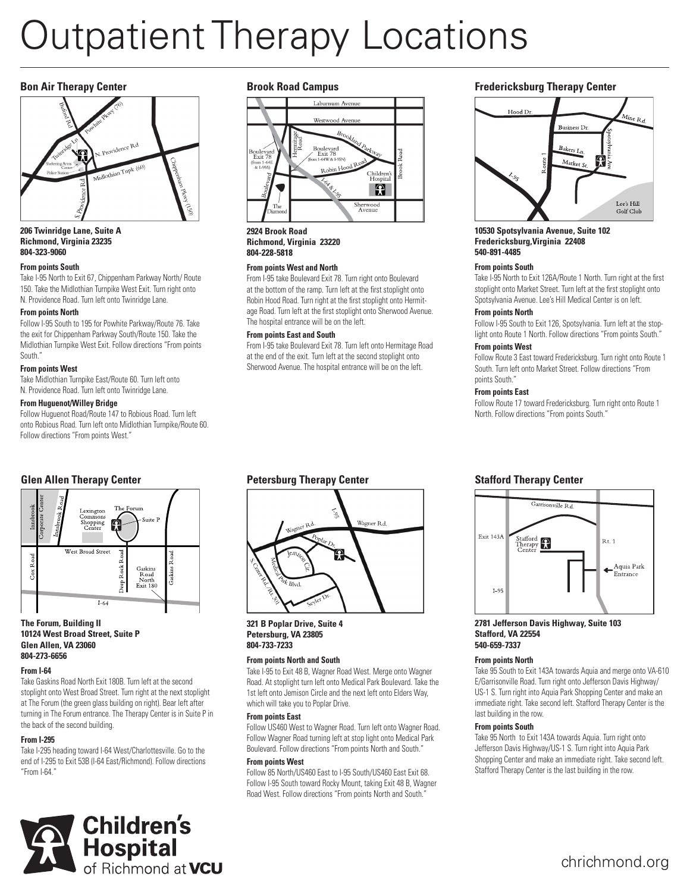# Outpatient Therapy Locations

## Bon Air Therapy Center

**206 Twinridge Lane, Suite A**
**Richmond, Virginia 23235**
**804-323-9060**

#### From points South

Take I-95 North to Exit 67, Chippenham Parkway North/ Route 150. Take the Midlothian Turnpike West Exit. Turn right onto N. Providence Road. Turn left onto Twinridge Lane.

#### From points North

Follow I-95 South to 195 for Powhite Parkway/Route 76. Take the exit for Chippenham Parkway South/Route 150. Take the Midlothian Turnpike West Exit. Follow directions "From points South."

#### From points West

Take Midlothian Turnpike East/Route 60. Turn left onto N. Providence Road. Turn left onto Twinridge Lane.

#### From Huguenot/Willey Bridge

Follow Huguenot Road/Route 147 to Robious Road. Turn left onto Robious Road. Turn left onto Midlothian Turnpike/Route 60. Follow directions "From points West."

## Brook Road Campus

**2924 Brook Road**
**Richmond, Virginia 23220**
**804-228-5818**

#### From points West and North

From I-95 take Boulevard Exit 78. Turn right onto Boulevard at the bottom of the ramp. Turn left at the first stoplight onto Robin Hood Road. Turn right at the first stoplight onto Hermitage Road. Turn left at the first stoplight onto Sherwood Avenue. The hospital entrance will be on the left.

#### From points East and South

From I-95 take Boulevard Exit 78. Turn left onto Hermitage Road at the end of the exit. Turn left at the second stoplight onto Sherwood Avenue. The hospital entrance will be on the left.

## Fredericksburg Therapy Center

**10530 Spotsylvania Avenue, Suite 102**
**Fredericksburg,Virginia 22408**
**540-891-4485**

#### From points South

Take I-95 North to Exit 126A/Route 1 North. Turn right at the first stoplight onto Market Street. Turn left at the first stoplight onto Spotsylvania Avenue. Lee's Hill Medical Center is on left.

#### From points North

Follow I-95 South to Exit 126, Spotsylvania. Turn left at the stoplight onto Route 1 North. Follow directions "From points South."

#### From points West

Follow Route 3 East toward Fredericksburg. Turn right onto Route 1 South. Turn left onto Market Street. Follow directions "From points South."

#### From points East

Follow Route 17 toward Fredericksburg. Turn right onto Route 1 North. Follow directions "From points South."

## Glen Allen Therapy Center

**The Forum, Building II**
**10124 West Broad Street, Suite P**
**Glen Allen, VA 23060**
**804-273-6656**

#### From I-64

Take Gaskins Road North Exit 180B. Turn left at the second stoplight onto West Broad Street. Turn right at the next stoplight at The Forum (the green glass building on right). Bear left after turning in The Forum entrance. The Therapy Center is in Suite P in the back of the second building.

#### From I-295

Take I-295 heading toward I-64 West/Charlottesville. Go to the end of I-295 to Exit 53B (I-64 East/Richmond). Follow directions "From I-64."

## Petersburg Therapy Center

**321 B Poplar Drive, Suite 4**
**Petersburg, VA 23805**
**804-733-7233**

#### From points North and South

Take I-95 to Exit 48 B, Wagner Road West. Merge onto Wagner Road. At stoplight turn left onto Medical Park Boulevard. Take the 1st left onto Jemison Circle and the next left onto Elders Way, which will take you to Poplar Drive.

#### From points East

Follow US460 West to Wagner Road. Turn left onto Wagner Road. Follow Wagner Road turning left at stop light onto Medical Park Boulevard. Follow directions "From points North and South."

#### From points West

Follow 85 North/US460 East to I-95 South/US460 East Exit 68. Follow I-95 South toward Rocky Mount, taking Exit 48 B, Wagner Road West. Follow directions "From points North and South."

## Stafford Therapy Center

**2781 Jefferson Davis Highway, Suite 103**
**Stafford, VA 22554**
**540-659-7337**

#### From points North

Take 95 South to Exit 143A towards Aquia and merge onto VA-610 E/Garrisonville Road. Turn right onto Jefferson Davis Highway/ US-1 S. Turn right into Aquia Park Shopping Center and make an immediate right. Take second left. Stafford Therapy Center is the last building in the row.

#### From points South

Take 95 North to Exit 143A towards Aquia. Turn right onto Jefferson Davis Highway/US-1 S. Turn right into Aquia Park Shopping Center and make an immediate right. Take second left. Stafford Therapy Center is the last building in the row.

Children's Hospital of Richmond at VCU

chrichmond.org